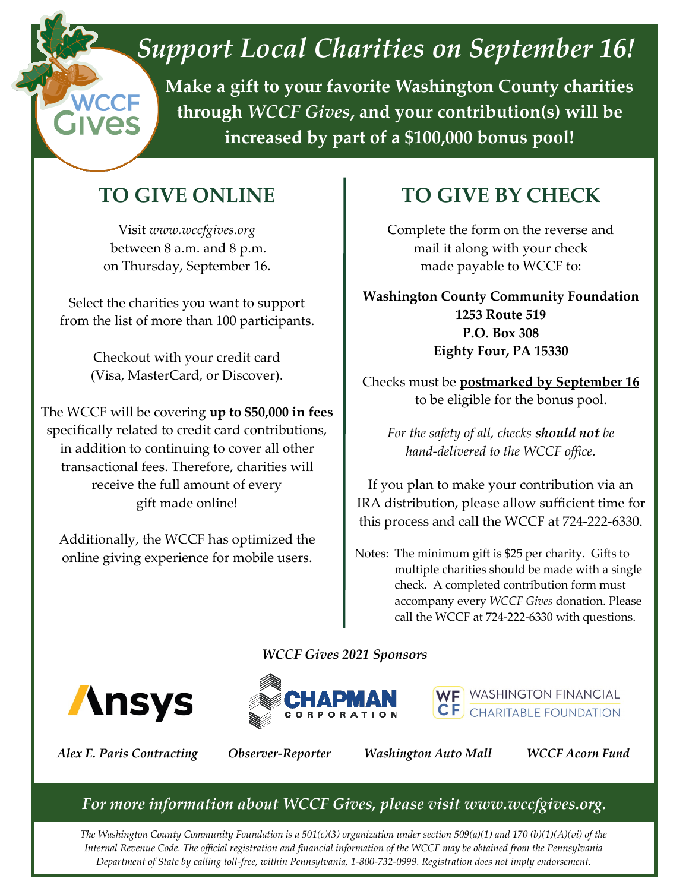WCCF Gives

# *Support Local Charities on September 16!*

**Make a gift to your favorite Washington County charities through *WCCF Gives*, and your contribution(s) will be increased by part of a $100,000 bonus pool!**

## TO GIVE ONLINE

Visit *www.wccfgives.org* between 8 a.m. and 8 p.m. on Thursday, September 16.

Select the charities you want to support from the list of more than 100 participants.

Checkout with your credit card (Visa, MasterCard, or Discover).

The WCCF will be covering **up to $50,000 in fees** specifically related to credit card contributions, in addition to continuing to cover all other transactional fees. Therefore, charities will receive the full amount of every gift made online!

Additionally, the WCCF has optimized the online giving experience for mobile users.

## TO GIVE BY CHECK

Complete the form on the reverse and mail it along with your check made payable to WCCF to:

**Washington County Community Foundation**
**1253 Route 519**
**P.O. Box 308**
**Eighty Four, PA 15330**

Checks must be **postmarked by September 16** to be eligible for the bonus pool.

*For the safety of all, checks **should not** be hand-delivered to the WCCF office.*

If you plan to make your contribution via an IRA distribution, please allow sufficient time for this process and call the WCCF at 724-222-6330.

Notes: The minimum gift is $25 per charity. Gifts to multiple charities should be made with a single check. A completed contribution form must accompany every *WCCF Gives* donation. Please call the WCCF at 724-222-6330 with questions.

***WCCF Gives 2021 Sponsors***

Ansys — Chapman Corporation — Washington Financial Charitable Foundation

*Alex E. Paris Contracting* — *Observer-Reporter* — *Washington Auto Mall* — *WCCF Acorn Fund*

*For more information about WCCF Gives, please visit www.wccfgives.org.*

*The Washington County Community Foundation is a 501(c)(3) organization under section 509(a)(1) and 170 (b)(1)(A)(vi) of the Internal Revenue Code. The official registration and financial information of the WCCF may be obtained from the Pennsylvania Department of State by calling toll-free, within Pennsylvania, 1-800-732-0999. Registration does not imply endorsement.*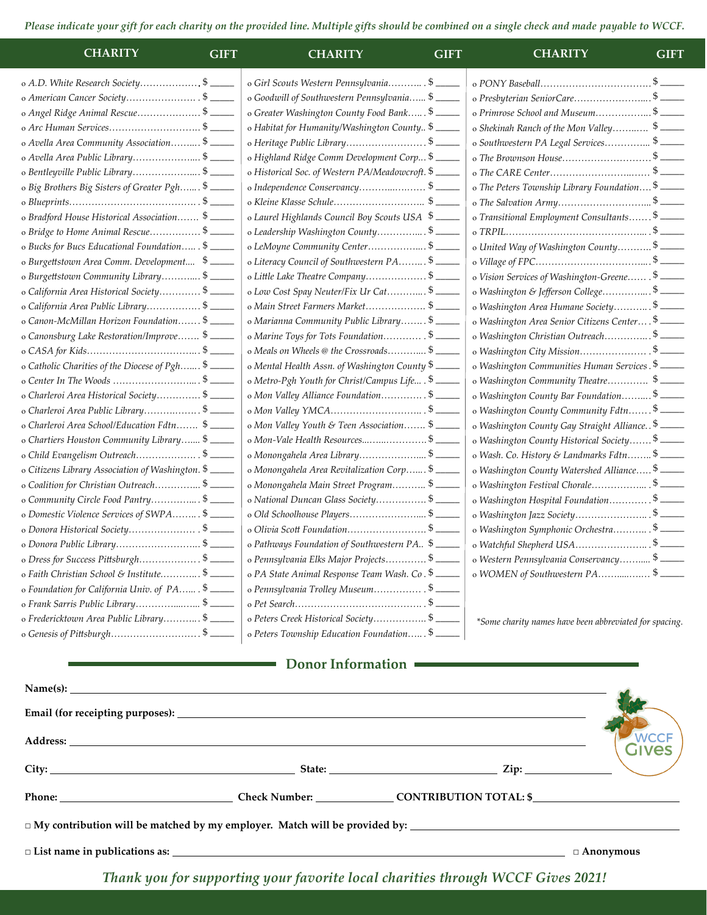*Please indicate your gift for each charity on the provided line. Multiple gifts should be combined on a single check and made payable to WCCF.*

| CHARITY | GIFT | CHARITY | GIFT | CHARITY | GIFT |
|---|---|---|---|---|---|
| o *A.D. White Research Society* | $ _____ | o *Girl Scouts Western Pennsylvania* | $ _____ | o *PONY Baseball* | $ _____ |
| o *American Cancer Society* | $ _____ | o *Goodwill of Southwestern Pennsylvania* | $ _____ | o *Presbyterian SeniorCare* | $ _____ |
| o *Angel Ridge Animal Rescue* | $ _____ | o *Greater Washington County Food Bank* | $ _____ | o *Primrose School and Museum* | $ _____ |
| o *Arc Human Services* | $ _____ | o *Habitat for Humanity/Washington County* | $ _____ | o *Shekinah Ranch of the Mon Valley* | $ _____ |
| o *Avella Area Community Association* | $ _____ | o *Heritage Public Library* | $ _____ | o *Southwestern PA Legal Services* | $ _____ |
| o *Avella Area Public Library* | $ _____ | o *Highland Ridge Comm Development Corp* | $ _____ | o *The Brownson House* | $ _____ |
| o *Bentleyville Public Library* | $ _____ | o *Historical Soc. of Western PA/Meadowcroft* | $ _____ | o *The CARE Center* | $ _____ |
| o *Big Brothers Big Sisters of Greater Pgh* | $ _____ | o *Independence Conservancy* | $ _____ | o *The Peters Township Library Foundation* | $ _____ |
| o *Blueprints* | $ _____ | o *Kleine Klasse Schule* | $ _____ | o *The Salvation Army* | $ _____ |
| o *Bradford House Historical Association* | $ _____ | o *Laurel Highlands Council Boy Scouts USA* | $ _____ | o *Transitional Employment Consultants* | $ _____ |
| o *Bridge to Home Animal Rescue* | $ _____ | o *Leadership Washington County* | $ _____ | o *TRPIL* | $ _____ |
| o *Bucks for Bucs Educational Foundation* | $ _____ | o *LeMoyne Community Center* | $ _____ | o *United Way of Washington County* | $ _____ |
| o *Burgettstown Area Comm. Development* | $ _____ | o *Literacy Council of Southwestern PA* | $ _____ | o *Village of FPC* | $ _____ |
| o *Burgettstown Community Library* | $ _____ | o *Little Lake Theatre Company* | $ _____ | o *Vision Services of Washington-Greene* | $ _____ |
| o *California Area Historical Society* | $ _____ | o *Low Cost Spay Neuter/Fix Ur Cat* | $ _____ | o *Washington & Jefferson College* | $ _____ |
| o *California Area Public Library* | $ _____ | o *Main Street Farmers Market* | $ _____ | o *Washington Area Humane Society* | $ _____ |
| o *Canon-McMillan Horizon Foundation* | $ _____ | o *Marianna Community Public Library* | $ _____ | o *Washington Area Senior Citizens Center* | $ _____ |
| o *Canonsburg Lake Restoration/Improve* | $ _____ | o *Marine Toys for Tots Foundation* | $ _____ | o *Washington Christian Outreach* | $ _____ |
| o *CASA for Kids* | $ _____ | o *Meals on Wheels @ the Crossroads* | $ _____ | o *Washington City Mission* | $ _____ |
| o *Catholic Charities of the Diocese of Pgh* | $ _____ | o *Mental Health Assn. of Washington County* | $ _____ | o *Washington Communities Human Services* | $ _____ |
| o *Center In The Woods* | $ _____ | o *Metro-Pgh Youth for Christ/Campus Life* | $ _____ | o *Washington Community Theatre* | $ _____ |
| o *Charleroi Area Historical Society* | $ _____ | o *Mon Valley Alliance Foundation* | $ _____ | o *Washington County Bar Foundation* | $ _____ |
| o *Charleroi Area Public Library* | $ _____ | o *Mon Valley YMCA* | $ _____ | o *Washington County Community Fdtn* | $ _____ |
| o *Charleroi Area School/Education Fdtn* | $ _____ | o *Mon Valley Youth & Teen Association* | $ _____ | o *Washington County Gay Straight Alliance* | $ _____ |
| o *Chartiers Houston Community Library* | $ _____ | o *Mon-Vale Health Resources* | $ _____ | o *Washington County Historical Society* | $ _____ |
| o *Child Evangelism Outreach* | $ _____ | o *Monongahela Area Library* | $ _____ | o *Wash. Co. History & Landmarks Fdtn* | $ _____ |
| o *Citizens Library Association of Washington* | $ _____ | o *Monongahela Area Revitalization Corp* | $ _____ | o *Washington County Watershed Alliance* | $ _____ |
| o *Coalition for Christian Outreach* | $ _____ | o *Monongahela Main Street Program* | $ _____ | o *Washington Festival Chorale* | $ _____ |
| o *Community Circle Food Pantry* | $ _____ | o *National Duncan Glass Society* | $ _____ | o *Washington Hospital Foundation* | $ _____ |
| o *Domestic Violence Services of SWPA* | $ _____ | o *Old Schoolhouse Players* | $ _____ | o *Washington Jazz Society* | $ _____ |
| o *Donora Historical Society* | $ _____ | o *Olivia Scott Foundation* | $ _____ | o *Washington Symphonic Orchestra* | $ _____ |
| o *Donora Public Library* | $ _____ | o *Pathways Foundation of Southwestern PA* | $ _____ | o *Watchful Shepherd USA* | $ _____ |
| o *Dress for Success Pittsburgh* | $ _____ | o *Pennsylvania Elks Major Projects* | $ _____ | o *Western Pennsylvania Conservancy* | $ _____ |
| o *Faith Christian School & Institute* | $ _____ | o *PA State Animal Response Team Wash. Co* | $ _____ | o *WOMEN of Southwestern PA* | $ _____ |
| o *Foundation for California Univ. of PA* | $ _____ | o *Pennsylvania Trolley Museum* | $ _____ | | |
| o *Frank Sarris Public Library* | $ _____ | o *Pet Search* | $ _____ | | |
| o *Fredericktown Area Public Library* | $ _____ | o *Peters Creek Historical Society* | $ _____ | | |
| o *Genesis of Pittsburgh* | $ _____ | o *Peters Township Education Foundation* | $ _____ | | |

*\*Some charity names have been abbreviated for spacing.*

## Donor Information

**Name(s):** ______________________________

**Email (for receipting purposes):** ______________________________

**Address:** ______________________________

**City:** ______________ **State:** ______________ **Zip:** ______________

**Phone:** ______________ **Check Number:** ______________ **CONTRIBUTION TOTAL: $**______________

□ **My contribution will be matched by my employer. Match will be provided by:** ______________________________

□ **List name in publications as:** ______________________________ □ **Anonymous**

WCCF Gives

***Thank you for supporting your favorite local charities through WCCF Gives 2021!***